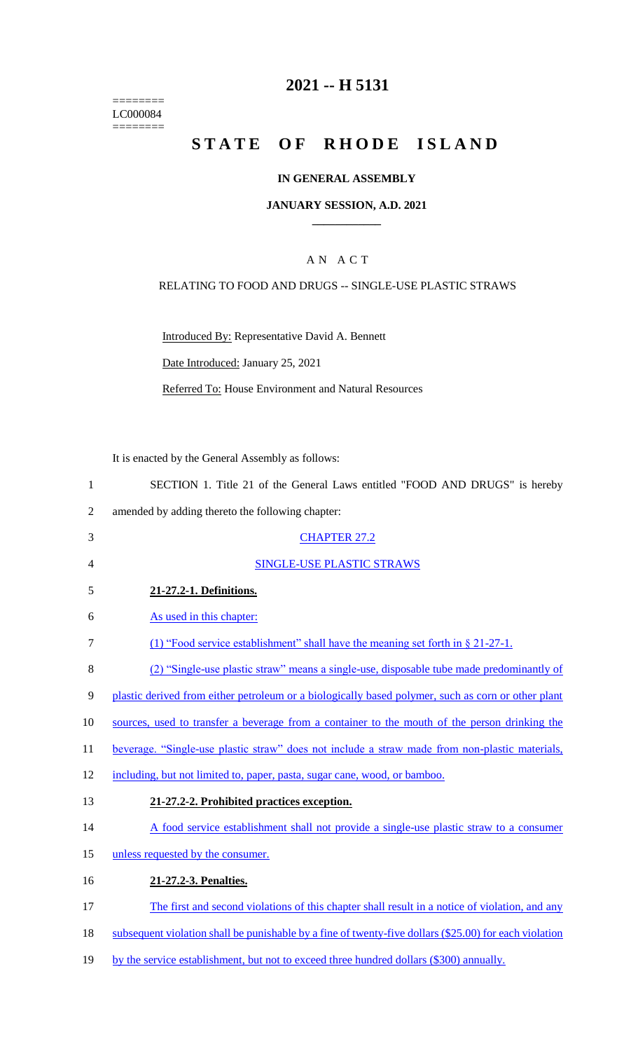========
LC000084
========

# 2021 -- H 5131

# STATE OF RHODE ISLAND

## IN GENERAL ASSEMBLY

### JANUARY SESSION, A.D. 2021

____________

A N A C T

RELATING TO FOOD AND DRUGS -- SINGLE-USE PLASTIC STRAWS

Introduced By: Representative David A. Bennett

Date Introduced: January 25, 2021

Referred To: House Environment and Natural Resources

It is enacted by the General Assembly as follows:

1 SECTION 1. Title 21 of the General Laws entitled "FOOD AND DRUGS" is hereby
2 amended by adding thereto the following chapter:

3 CHAPTER 27.2

4 SINGLE-USE PLASTIC STRAWS

5 **21-27.2-1. Definitions.**

6 As used in this chapter:

7 (1) "Food service establishment" shall have the meaning set forth in § 21-27-1.

8 (2) "Single-use plastic straw" means a single-use, disposable tube made predominantly of
9 plastic derived from either petroleum or a biologically based polymer, such as corn or other plant
10 sources, used to transfer a beverage from a container to the mouth of the person drinking the
11 beverage. "Single-use plastic straw" does not include a straw made from non-plastic materials,
12 including, but not limited to, paper, pasta, sugar cane, wood, or bamboo.

13 **21-27.2-2. Prohibited practices exception.**

14 A food service establishment shall not provide a single-use plastic straw to a consumer
15 unless requested by the consumer.

16 **21-27.2-3. Penalties.**

17 The first and second violations of this chapter shall result in a notice of violation, and any
18 subsequent violation shall be punishable by a fine of twenty-five dollars ($25.00) for each violation
19 by the service establishment, but not to exceed three hundred dollars ($300) annually.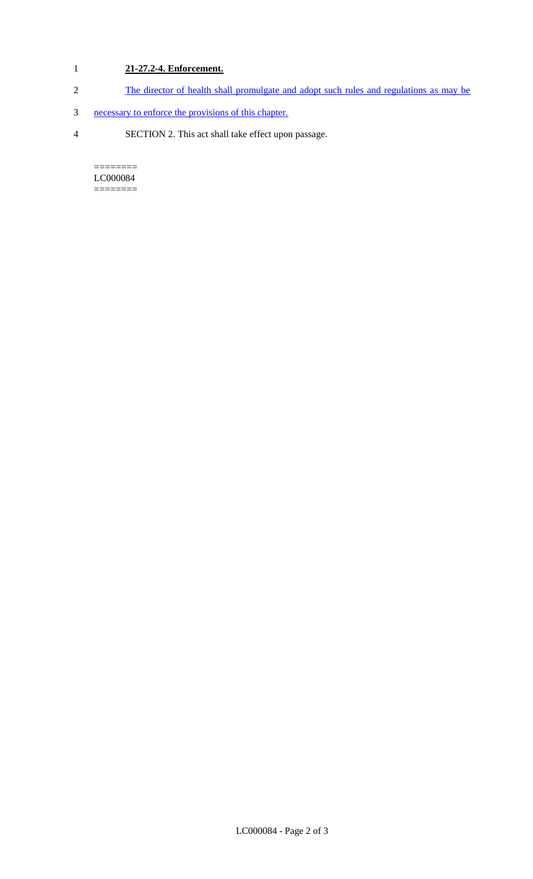**21-27.2-4. Enforcement.**

The director of health shall promulgate and adopt such rules and regulations as may be necessary to enforce the provisions of this chapter.

SECTION 2. This act shall take effect upon passage.

========
LC000084
========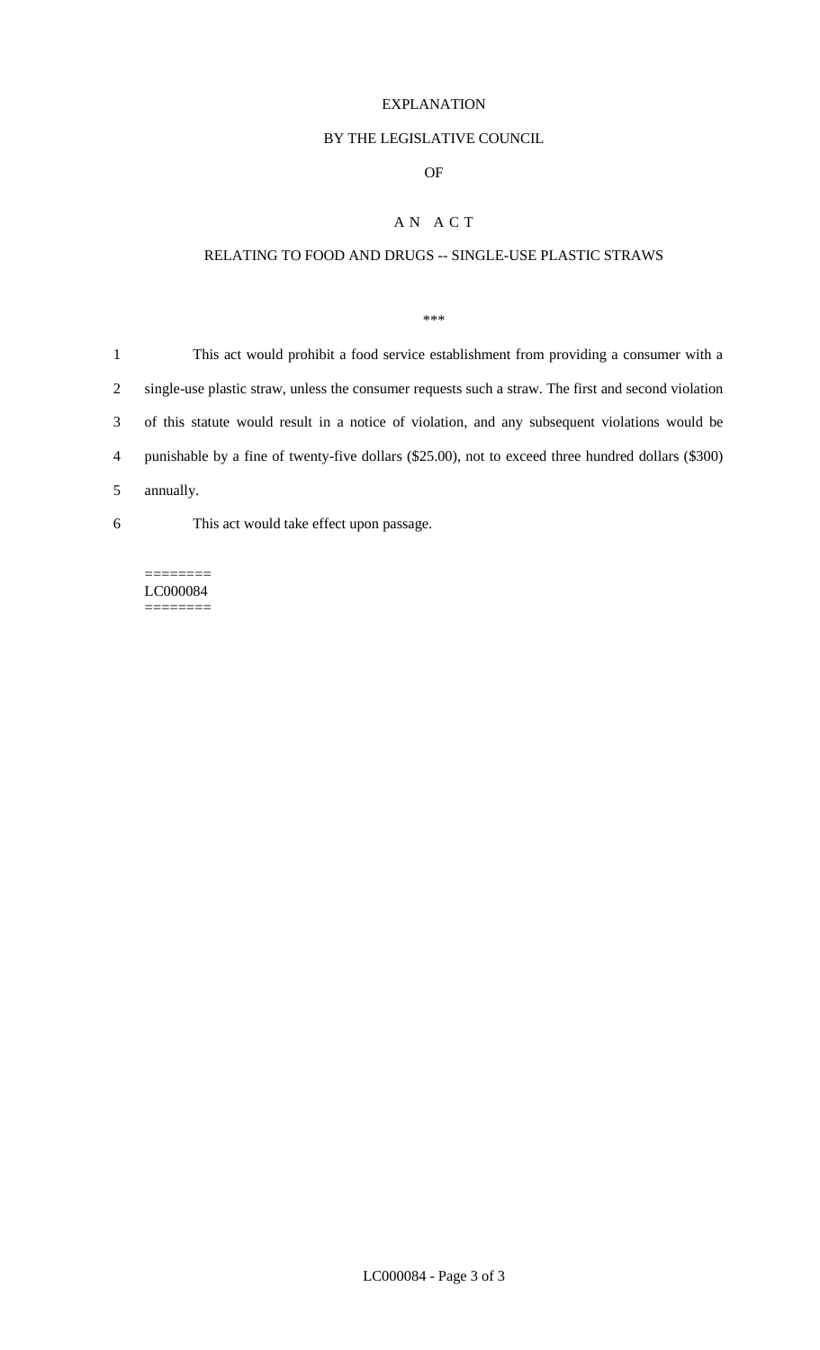EXPLANATION

BY THE LEGISLATIVE COUNCIL

OF

A N A C T

RELATING TO FOOD AND DRUGS -- SINGLE-USE PLASTIC STRAWS

\*\*\*

This act would prohibit a food service establishment from providing a consumer with a single-use plastic straw, unless the consumer requests such a straw. The first and second violation of this statute would result in a notice of violation, and any subsequent violations would be punishable by a fine of twenty-five dollars ($25.00), not to exceed three hundred dollars ($300) annually.

This act would take effect upon passage.

========
LC000084
========